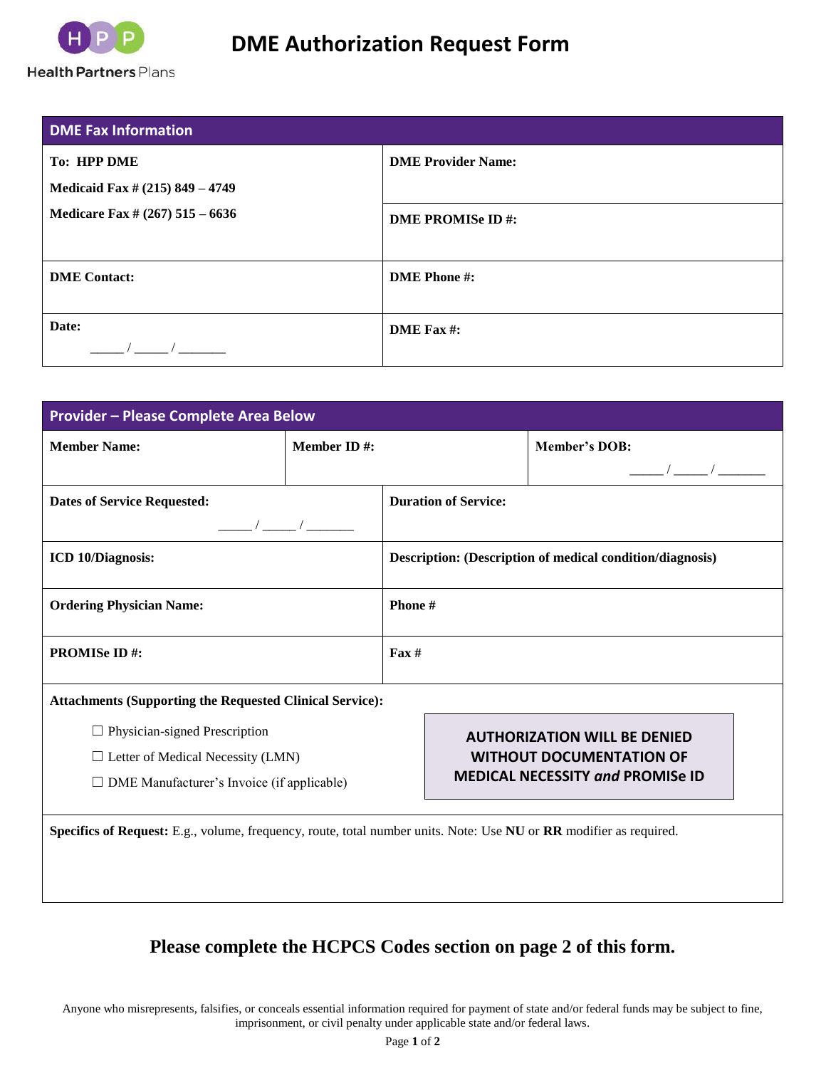Health Partners Plans

# DME Authorization Request Form

| DME Fax Information | |
|---|---|
| **To: HPP DME**<br>**Medicaid Fax # (215) 849 – 4749**<br>**Medicare Fax # (267) 515 – 6636** | **DME Provider Name:**<br><br>**DME PROMISe ID #:** |
| **DME Contact:** | **DME Phone #:** |
| **Date:** _____ / _____ / _______ | **DME Fax #:** |

| Provider – Please Complete Area Below | | |
|---|---|---|
| **Member Name:** | **Member ID #:** | **Member's DOB:** _____ / _____ / _______ |
| **Dates of Service Requested:** _____ / _____ / _______ | **Duration of Service:** | |
| **ICD 10/Diagnosis:** | **Description: (Description of medical condition/diagnosis)** | |
| **Ordering Physician Name:** | **Phone #** | |
| **PROMISe ID #:** | **Fax #** | |

**Attachments (Supporting the Requested Clinical Service):**

- ☐ Physician-signed Prescription
- ☐ Letter of Medical Necessity (LMN)
- ☐ DME Manufacturer's Invoice (if applicable)

**AUTHORIZATION WILL BE DENIED WITHOUT DOCUMENTATION OF MEDICAL NECESSITY *and* PROMISe ID**

**Specifics of Request:** E.g., volume, frequency, route, total number units. Note: Use **NU** or **RR** modifier as required.

## Please complete the HCPCS Codes section on page 2 of this form.

Anyone who misrepresents, falsifies, or conceals essential information required for payment of state and/or federal funds may be subject to fine, imprisonment, or civil penalty under applicable state and/or federal laws.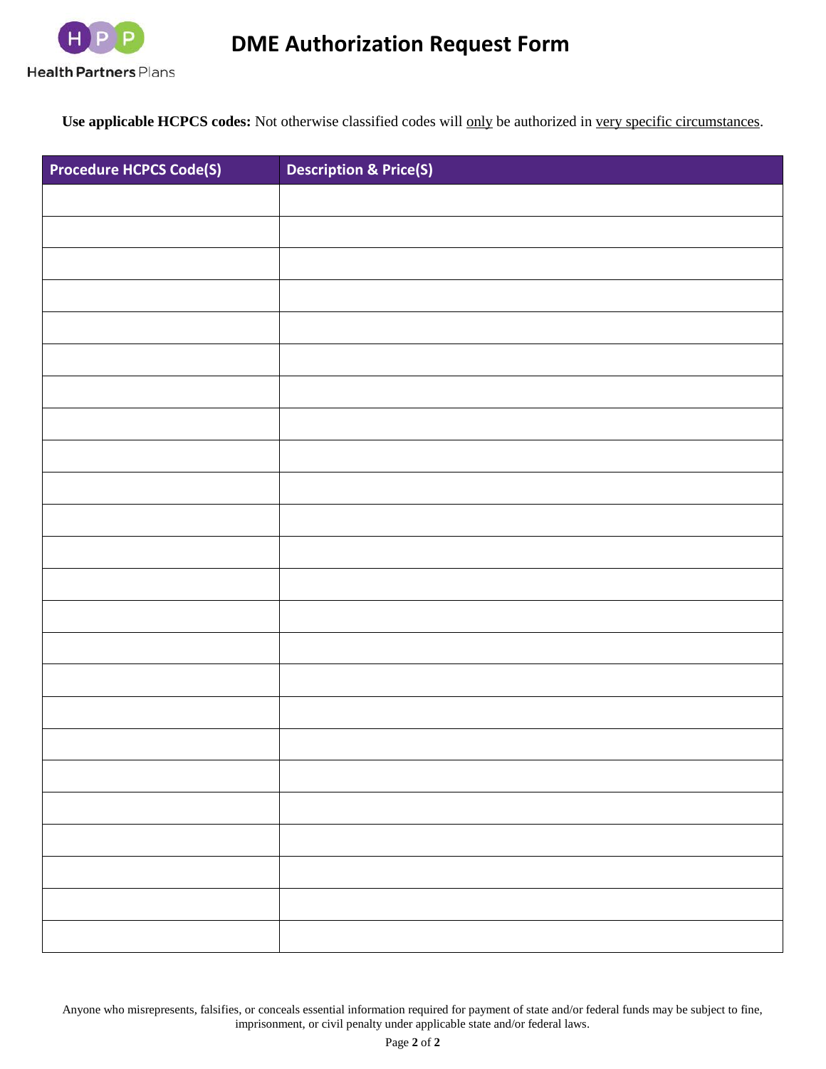# DME Authorization Request Form

**Use applicable HCPCS codes:** Not otherwise classified codes will only be authorized in very specific circumstances.

| Procedure HCPCS Code(S) | Description & Price(S) |
|---|---|
| | |
| | |
| | |
| | |
| | |
| | |
| | |
| | |
| | |
| | |
| | |
| | |
| | |
| | |
| | |
| | |
| | |
| | |
| | |
| | |
| | |
| | |
| | |
| | |
| | |

Anyone who misrepresents, falsifies, or conceals essential information required for payment of state and/or federal funds may be subject to fine, imprisonment, or civil penalty under applicable state and/or federal laws.